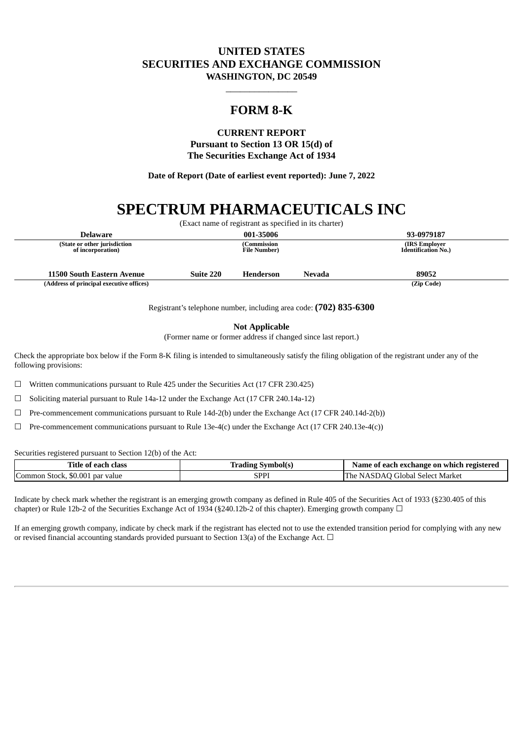# UNITED STATES
# SECURITIES AND EXCHANGE COMMISSION
**WASHINGTON, DC 20549**

---

# FORM 8-K

**CURRENT REPORT**
**Pursuant to Section 13 OR 15(d) of**
**The Securities Exchange Act of 1934**

**Date of Report (Date of earliest event reported): June 7, 2022**

# SPECTRUM PHARMACEUTICALS INC

(Exact name of registrant as specified in its charter)

| Delaware | 001-35006 | 93-0979187 |
|---|---|---|
| (State or other jurisdiction of incorporation) | (Commission File Number) | (IRS Employer Identification No.) |

| 11500 South Eastern Avenue | Suite 220 | Henderson | Nevada | 89052 |
|---|---|---|---|---|
| (Address of principal executive offices) | | | | (Zip Code) |

Registrant's telephone number, including area code: **(702) 835-6300**

**Not Applicable**
(Former name or former address if changed since last report.)

Check the appropriate box below if the Form 8-K filing is intended to simultaneously satisfy the filing obligation of the registrant under any of the following provisions:

☐ Written communications pursuant to Rule 425 under the Securities Act (17 CFR 230.425)

☐ Soliciting material pursuant to Rule 14a-12 under the Exchange Act (17 CFR 240.14a-12)

☐ Pre-commencement communications pursuant to Rule 14d-2(b) under the Exchange Act (17 CFR 240.14d-2(b))

☐ Pre-commencement communications pursuant to Rule 13e-4(c) under the Exchange Act (17 CFR 240.13e-4(c))

Securities registered pursuant to Section 12(b) of the Act:

| Title of each class | Trading Symbol(s) | Name of each exchange on which registered |
|---|---|---|
| Common Stock, $0.001 par value | SPPI | The NASDAQ Global Select Market |

Indicate by check mark whether the registrant is an emerging growth company as defined in Rule 405 of the Securities Act of 1933 (§230.405 of this chapter) or Rule 12b-2 of the Securities Exchange Act of 1934 (§240.12b-2 of this chapter). Emerging growth company ☐

If an emerging growth company, indicate by check mark if the registrant has elected not to use the extended transition period for complying with any new or revised financial accounting standards provided pursuant to Section 13(a) of the Exchange Act. ☐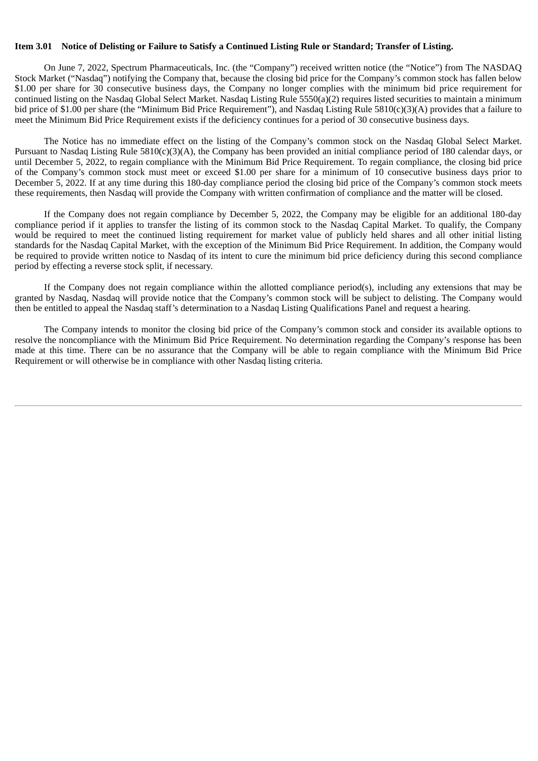**Item 3.01 Notice of Delisting or Failure to Satisfy a Continued Listing Rule or Standard; Transfer of Listing.**

On June 7, 2022, Spectrum Pharmaceuticals, Inc. (the "Company") received written notice (the "Notice") from The NASDAQ Stock Market ("Nasdaq") notifying the Company that, because the closing bid price for the Company's common stock has fallen below $1.00 per share for 30 consecutive business days, the Company no longer complies with the minimum bid price requirement for continued listing on the Nasdaq Global Select Market. Nasdaq Listing Rule 5550(a)(2) requires listed securities to maintain a minimum bid price of $1.00 per share (the "Minimum Bid Price Requirement"), and Nasdaq Listing Rule 5810(c)(3)(A) provides that a failure to meet the Minimum Bid Price Requirement exists if the deficiency continues for a period of 30 consecutive business days.

The Notice has no immediate effect on the listing of the Company's common stock on the Nasdaq Global Select Market. Pursuant to Nasdaq Listing Rule 5810(c)(3)(A), the Company has been provided an initial compliance period of 180 calendar days, or until December 5, 2022, to regain compliance with the Minimum Bid Price Requirement. To regain compliance, the closing bid price of the Company's common stock must meet or exceed $1.00 per share for a minimum of 10 consecutive business days prior to December 5, 2022. If at any time during this 180-day compliance period the closing bid price of the Company's common stock meets these requirements, then Nasdaq will provide the Company with written confirmation of compliance and the matter will be closed.

If the Company does not regain compliance by December 5, 2022, the Company may be eligible for an additional 180-day compliance period if it applies to transfer the listing of its common stock to the Nasdaq Capital Market. To qualify, the Company would be required to meet the continued listing requirement for market value of publicly held shares and all other initial listing standards for the Nasdaq Capital Market, with the exception of the Minimum Bid Price Requirement. In addition, the Company would be required to provide written notice to Nasdaq of its intent to cure the minimum bid price deficiency during this second compliance period by effecting a reverse stock split, if necessary.

If the Company does not regain compliance within the allotted compliance period(s), including any extensions that may be granted by Nasdaq, Nasdaq will provide notice that the Company's common stock will be subject to delisting. The Company would then be entitled to appeal the Nasdaq staff's determination to a Nasdaq Listing Qualifications Panel and request a hearing.

The Company intends to monitor the closing bid price of the Company's common stock and consider its available options to resolve the noncompliance with the Minimum Bid Price Requirement. No determination regarding the Company's response has been made at this time. There can be no assurance that the Company will be able to regain compliance with the Minimum Bid Price Requirement or will otherwise be in compliance with other Nasdaq listing criteria.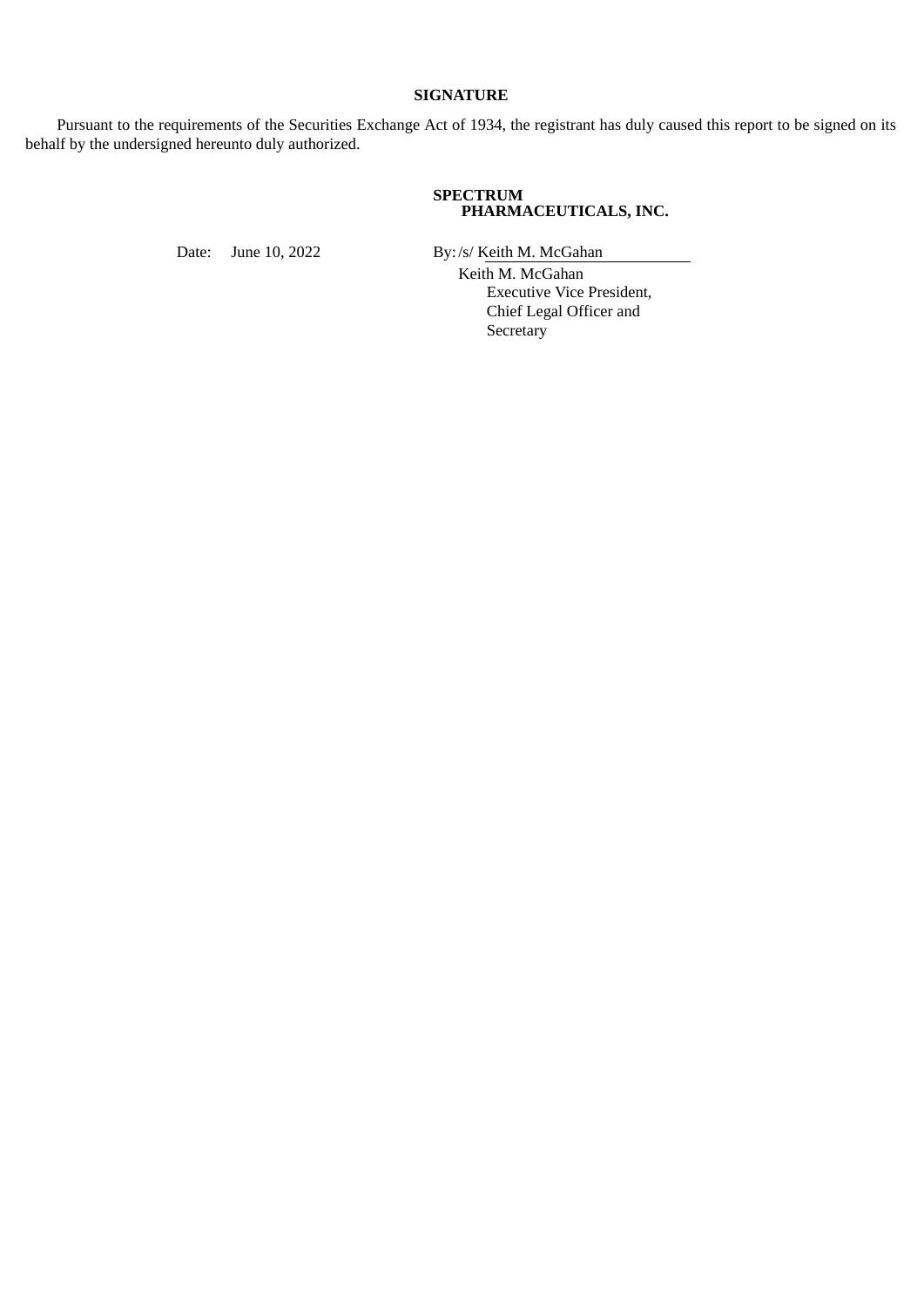**SIGNATURE**

Pursuant to the requirements of the Securities Exchange Act of 1934, the registrant has duly caused this report to be signed on its behalf by the undersigned hereunto duly authorized.

**SPECTRUM PHARMACEUTICALS, INC.**

Date: June 10, 2022

By: /s/ Keith M. McGahan

Keith M. McGahan
Executive Vice President,
Chief Legal Officer and
Secretary